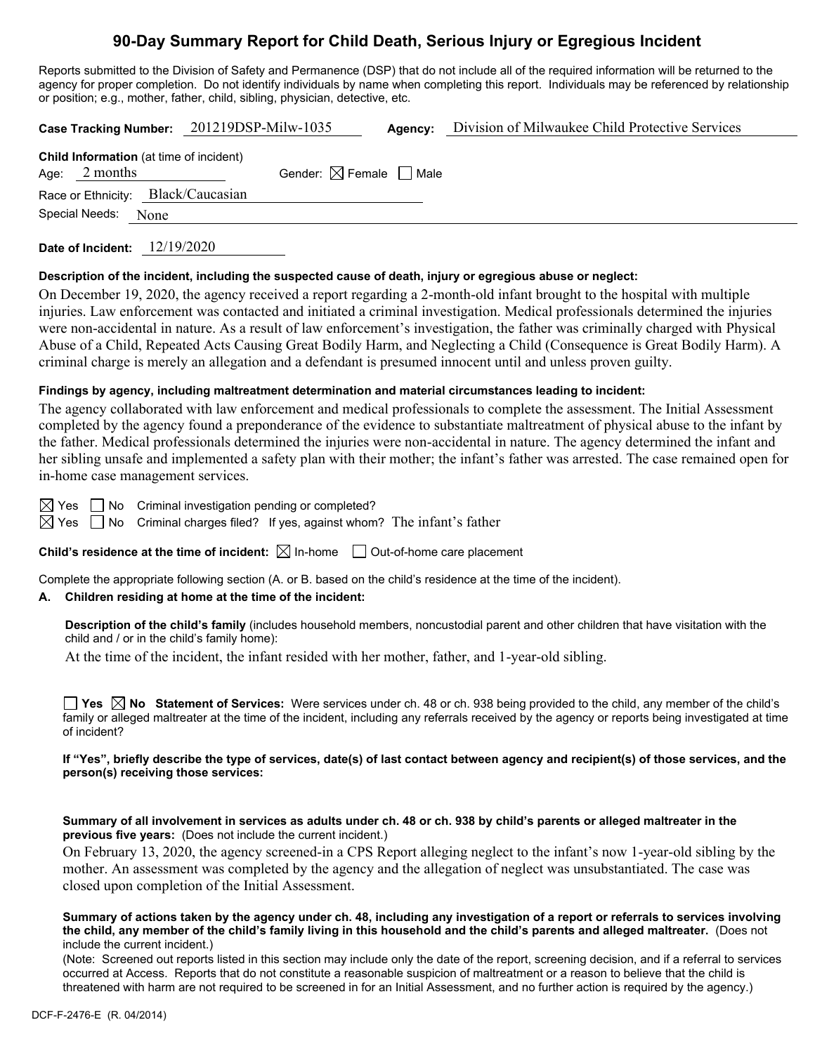# 90-Day Summary Report for Child Death, Serious Injury or Egregious Incident

Reports submitted to the Division of Safety and Permanence (DSP) that do not include all of the required information will be returned to the agency for proper completion. Do not identify individuals by name when completing this report. Individuals may be referenced by relationship or position; e.g., mother, father, child, sibling, physician, detective, etc.

**Case Tracking Number:** 201219DSP-Milw-1035 **Agency:** Division of Milwaukee Child Protective Services

**Child Information** (at time of incident)
Age: 2 months Gender: ☒ Female ☐ Male
Race or Ethnicity: Black/Caucasian
Special Needs: None

**Date of Incident:** 12/19/2020

**Description of the incident, including the suspected cause of death, injury or egregious abuse or neglect:**

On December 19, 2020, the agency received a report regarding a 2-month-old infant brought to the hospital with multiple injuries. Law enforcement was contacted and initiated a criminal investigation. Medical professionals determined the injuries were non-accidental in nature. As a result of law enforcement's investigation, the father was criminally charged with Physical Abuse of a Child, Repeated Acts Causing Great Bodily Harm, and Neglecting a Child (Consequence is Great Bodily Harm). A criminal charge is merely an allegation and a defendant is presumed innocent until and unless proven guilty.

**Findings by agency, including maltreatment determination and material circumstances leading to incident:**

The agency collaborated with law enforcement and medical professionals to complete the assessment. The Initial Assessment completed by the agency found a preponderance of the evidence to substantiate maltreatment of physical abuse to the infant by the father. Medical professionals determined the injuries were non-accidental in nature. The agency determined the infant and her sibling unsafe and implemented a safety plan with their mother; the infant's father was arrested. The case remained open for in-home case management services.

☒ Yes ☐ No Criminal investigation pending or completed?
☒ Yes ☐ No Criminal charges filed? If yes, against whom? The infant's father

**Child's residence at the time of incident:** ☒ In-home ☐ Out-of-home care placement

Complete the appropriate following section (A. or B. based on the child's residence at the time of the incident).

**A. Children residing at home at the time of the incident:**

**Description of the child's family** (includes household members, noncustodial parent and other children that have visitation with the child and / or in the child's family home):

At the time of the incident, the infant resided with her mother, father, and 1-year-old sibling.

☐ **Yes** ☒ **No** **Statement of Services:** Were services under ch. 48 or ch. 938 being provided to the child, any member of the child's family or alleged maltreater at the time of the incident, including any referrals received by the agency or reports being investigated at time of incident?

**If "Yes", briefly describe the type of services, date(s) of last contact between agency and recipient(s) of those services, and the person(s) receiving those services:**

**Summary of all involvement in services as adults under ch. 48 or ch. 938 by child's parents or alleged maltreater in the previous five years:** (Does not include the current incident.)

On February 13, 2020, the agency screened-in a CPS Report alleging neglect to the infant's now 1-year-old sibling by the mother. An assessment was completed by the agency and the allegation of neglect was unsubstantiated. The case was closed upon completion of the Initial Assessment.

**Summary of actions taken by the agency under ch. 48, including any investigation of a report or referrals to services involving the child, any member of the child's family living in this household and the child's parents and alleged maltreater.** (Does not include the current incident.)
(Note: Screened out reports listed in this section may include only the date of the report, screening decision, and if a referral to services occurred at Access. Reports that do not constitute a reasonable suspicion of maltreatment or a reason to believe that the child is threatened with harm are not required to be screened in for an Initial Assessment, and no further action is required by the agency.)

DCF-F-2476-E (R. 04/2014)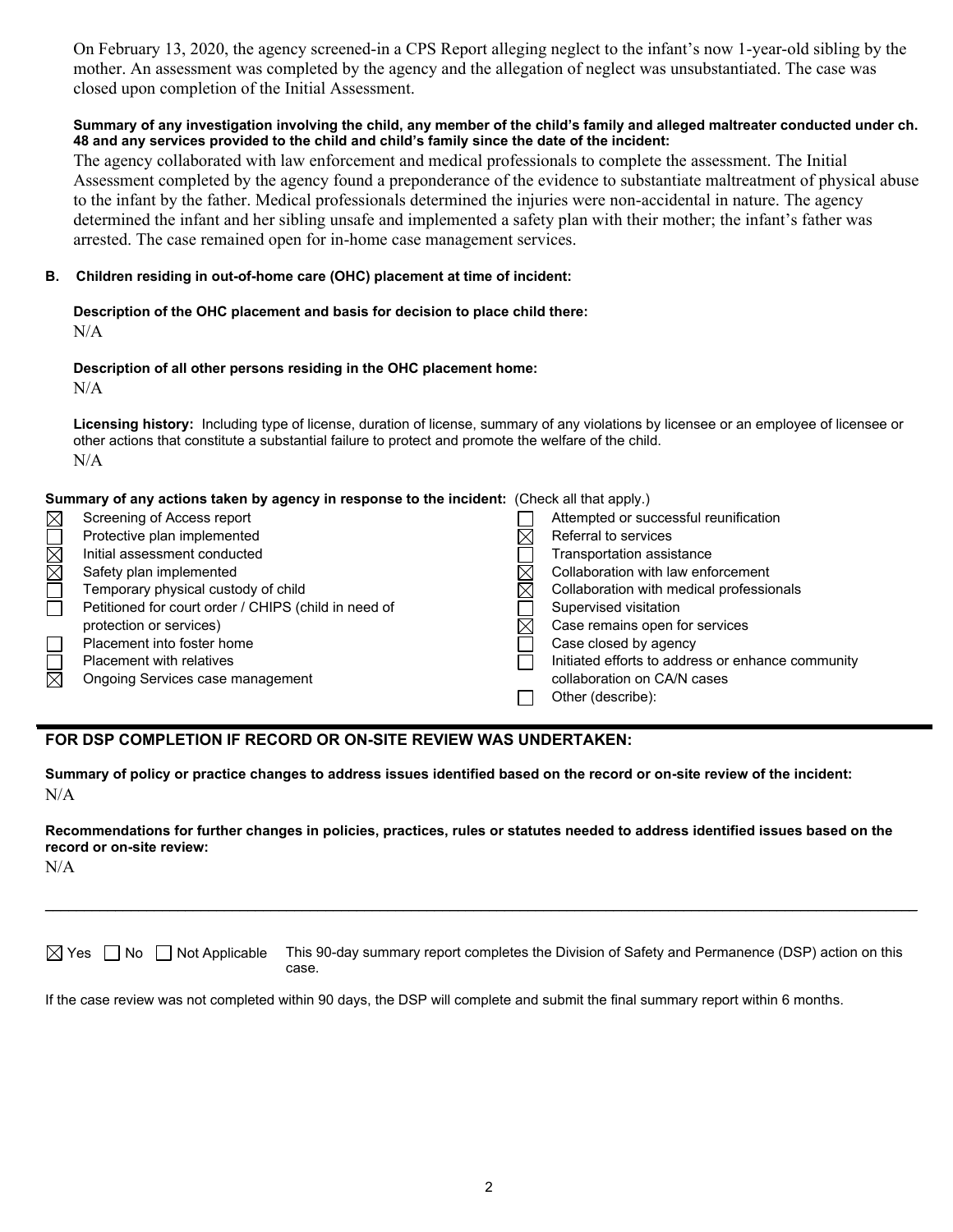On February 13, 2020, the agency screened-in a CPS Report alleging neglect to the infant's now 1-year-old sibling by the mother. An assessment was completed by the agency and the allegation of neglect was unsubstantiated. The case was closed upon completion of the Initial Assessment.

**Summary of any investigation involving the child, any member of the child's family and alleged maltreater conducted under ch. 48 and any services provided to the child and child's family since the date of the incident:**

The agency collaborated with law enforcement and medical professionals to complete the assessment. The Initial Assessment completed by the agency found a preponderance of the evidence to substantiate maltreatment of physical abuse to the infant by the father. Medical professionals determined the injuries were non-accidental in nature. The agency determined the infant and her sibling unsafe and implemented a safety plan with their mother; the infant's father was arrested. The case remained open for in-home case management services.

**B. Children residing in out-of-home care (OHC) placement at time of incident:**

**Description of the OHC placement and basis for decision to place child there:**

N/A

**Description of all other persons residing in the OHC placement home:**

N/A

**Licensing history:** Including type of license, duration of license, summary of any violations by licensee or an employee of licensee or other actions that constitute a substantial failure to protect and promote the welfare of the child.

N/A

**Summary of any actions taken by agency in response to the incident:** (Check all that apply.)

- ☒ Screening of Access report
- ☐ Protective plan implemented
- ☒ Initial assessment conducted
- ☒ Safety plan implemented
- ☐ Temporary physical custody of child
- ☐ Petitioned for court order / CHIPS (child in need of protection or services)
- ☐ Placement into foster home
- ☐ Placement with relatives
- ☒ Ongoing Services case management
- ☐ Attempted or successful reunification
- ☒ Referral to services
- ☐ Transportation assistance
- ☒ Collaboration with law enforcement
- ☒ Collaboration with medical professionals
- ☐ Supervised visitation
- ☒ Case remains open for services
- ☐ Case closed by agency
- ☐ Initiated efforts to address or enhance community collaboration on CA/N cases
- ☐ Other (describe):

## FOR DSP COMPLETION IF RECORD OR ON-SITE REVIEW WAS UNDERTAKEN:

**Summary of policy or practice changes to address issues identified based on the record or on-site review of the incident:**

N/A

**Recommendations for further changes in policies, practices, rules or statutes needed to address identified issues based on the record or on-site review:**

N/A

---

☒ Yes ☐ No ☐ Not Applicable This 90-day summary report completes the Division of Safety and Permanence (DSP) action on this case.

If the case review was not completed within 90 days, the DSP will complete and submit the final summary report within 6 months.